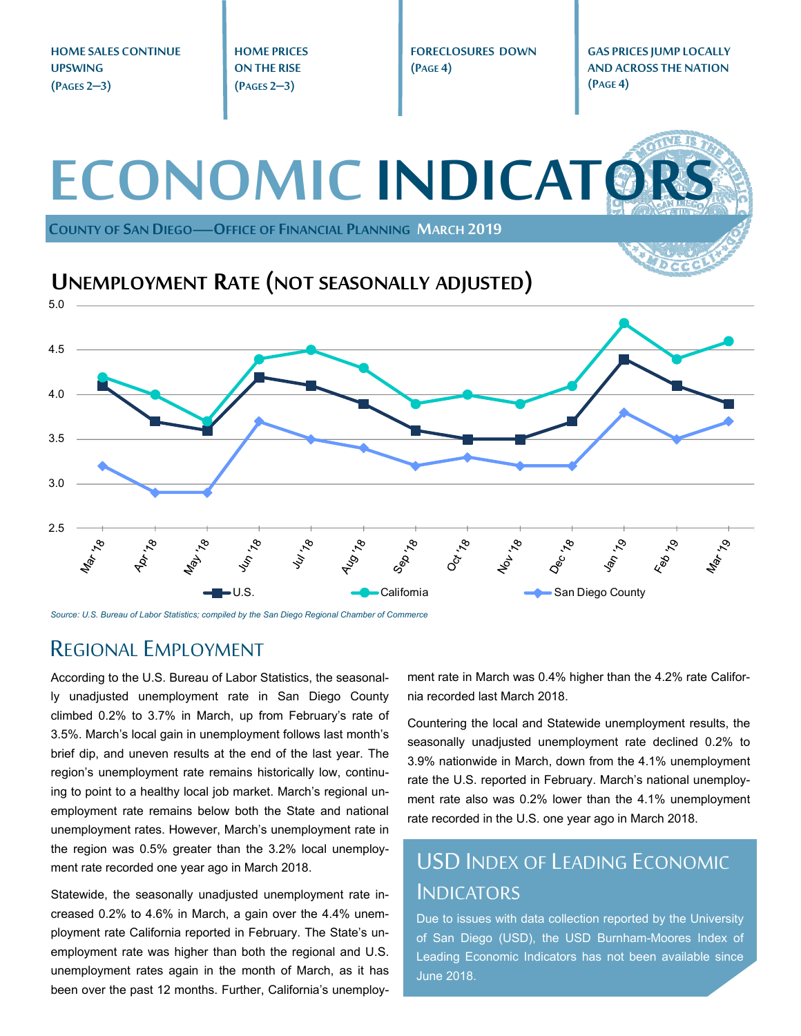**HOME SALES CONTINUE UPSWING (PAGES 2—3)**

**HOME PRICES ON THE RISE (PAGES 2—3)**

**FORECLOSURES DOWN (PAGE 4)**

**GAS PRICES JUMP LOCALLY AND ACROSS THE NATION (PAGE 4)**

# ECONOMIC INDICATORS

**COUNTY OF SAN DIEGO—OFFICE OF FINANCIAL PLANNING MARCH 2019**

## UNEMPLOYMENT RATE (NOT SEASONALLY ADJUSTED)

| | Mar '18 | Apr '18 | May '18 | Jun '18 | Jul '18 | Aug '18 | Sep '18 | Oct '18 | Nov '18 | Dec '18 | Jan '19 | Feb '19 | Mar '19 |
|---|---|---|---|---|---|---|---|---|---|---|---|---|---|
| U.S. | 4.1 | 3.7 | 3.6 | 4.2 | 4.1 | 3.9 | 3.6 | 3.5 | 3.5 | 3.7 | 4.4 | 4.1 | 3.9 |
| California | 4.2 | 4.0 | 3.7 | 4.4 | 4.5 | 4.3 | 3.9 | 4.0 | 3.9 | 4.1 | 4.8 | 4.4 | 4.6 |
| San Diego County | 3.2 | 2.9 | 2.9 | 3.7 | 3.5 | 3.4 | 3.2 | 3.3 | 3.2 | 3.2 | 3.8 | 3.5 | 3.7 |

*Source: U.S. Bureau of Labor Statistics; compiled by the San Diego Regional Chamber of Commerce*

## REGIONAL EMPLOYMENT

According to the U.S. Bureau of Labor Statistics, the seasonally unadjusted unemployment rate in San Diego County climbed 0.2% to 3.7% in March, up from February's rate of 3.5%. March's local gain in unemployment follows last month's brief dip, and uneven results at the end of the last year. The region's unemployment rate remains historically low, continuing to point to a healthy local job market. March's regional unemployment rate remains below both the State and national unemployment rates. However, March's unemployment rate in the region was 0.5% greater than the 3.2% local unemployment rate recorded one year ago in March 2018.

Statewide, the seasonally unadjusted unemployment rate increased 0.2% to 4.6% in March, a gain over the 4.4% unemployment rate California reported in February. The State's unemployment rate was higher than both the regional and U.S. unemployment rates again in the month of March, as it has been over the past 12 months. Further, California's unemployment rate in March was 0.4% higher than the 4.2% rate California recorded last March 2018.

Countering the local and Statewide unemployment results, the seasonally unadjusted unemployment rate declined 0.2% to 3.9% nationwide in March, down from the 4.1% unemployment rate the U.S. reported in February. March's national unemployment rate also was 0.2% lower than the 4.1% unemployment rate recorded in the U.S. one year ago in March 2018.

## USD INDEX OF LEADING ECONOMIC INDICATORS

Due to issues with data collection reported by the University of San Diego (USD), the USD Burnham-Moores Index of Leading Economic Indicators has not been available since June 2018.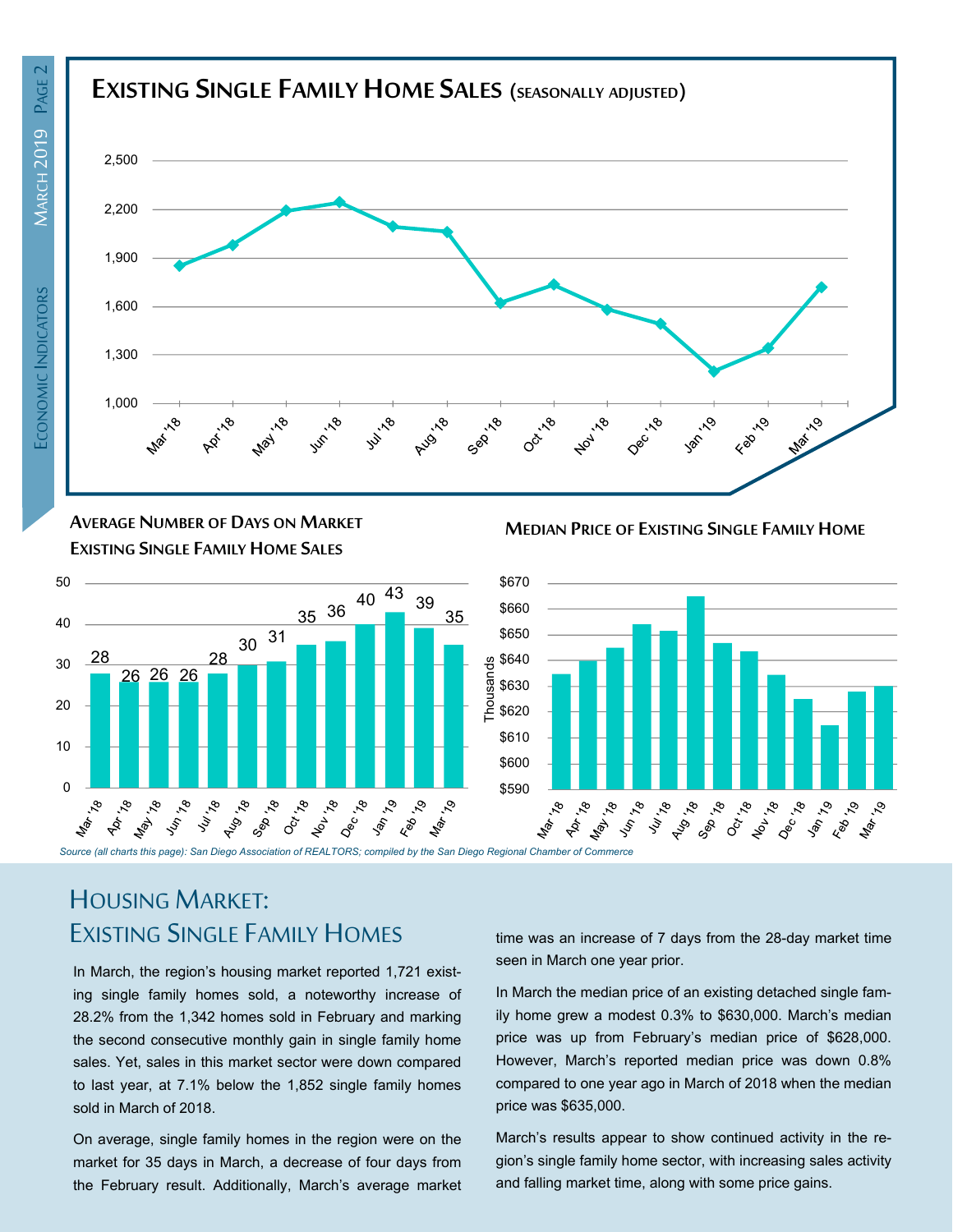## Existing Single Family Home Sales (seasonally adjusted)

### Average Number of Days on Market Existing Single Family Home Sales

| Mar '18 | Apr '18 | May '18 | Jun '18 | Jul '18 | Aug '18 | Sep '18 | Oct '18 | Nov '18 | Dec '18 | Jan '19 | Feb '19 | Mar '19 |
|---|---|---|---|---|---|---|---|---|---|---|---|---|
| 28 | 26 | 26 | 26 | 28 | 30 | 31 | 35 | 36 | 40 | 43 | 39 | 35 |

### Median Price of Existing Single Family Home

*Source (all charts this page): San Diego Association of REALTORS; compiled by the San Diego Regional Chamber of Commerce*

# Housing Market: Existing Single Family Homes

In March, the region's housing market reported 1,721 existing single family homes sold, a noteworthy increase of 28.2% from the 1,342 homes sold in February and marking the second consecutive monthly gain in single family home sales. Yet, sales in this market sector were down compared to last year, at 7.1% below the 1,852 single family homes sold in March of 2018.

On average, single family homes in the region were on the market for 35 days in March, a decrease of four days from the February result. Additionally, March's average market time was an increase of 7 days from the 28-day market time seen in March one year prior.

In March the median price of an existing detached single family home grew a modest 0.3% to $630,000. March's median price was up from February's median price of $628,000. However, March's reported median price was down 0.8% compared to one year ago in March of 2018 when the median price was $635,000.

March's results appear to show continued activity in the region's single family home sector, with increasing sales activity and falling market time, along with some price gains.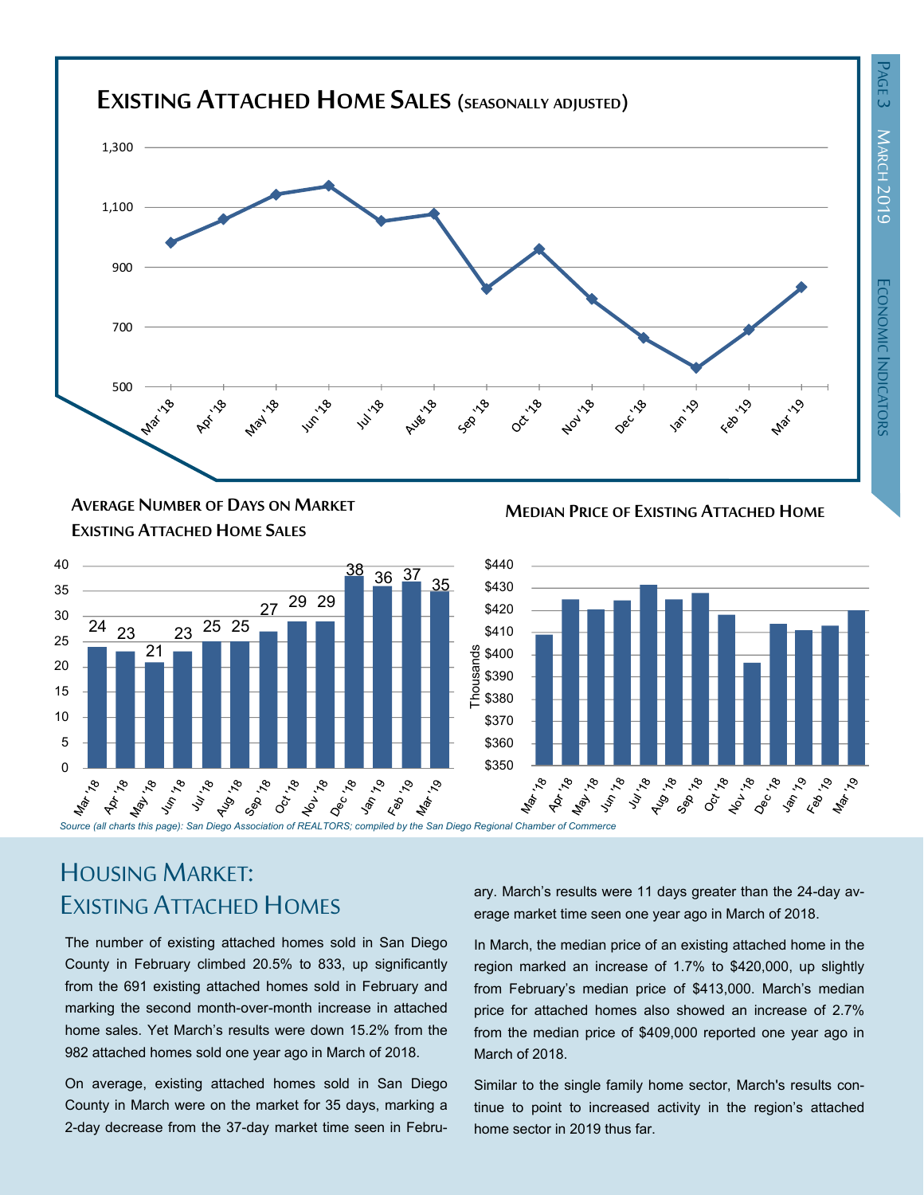## Existing Attached Home Sales (seasonally adjusted)

| Month | Sales |
|---|---|
| Mar '18 | 982 |
| Apr '18 | |
| May '18 | |
| Jun '18 | |
| Jul '18 | |
| Aug '18 | |
| Sep '18 | |
| Oct '18 | |
| Nov '18 | |
| Dec '18 | |
| Jan '19 | |
| Feb '19 | 691 |
| Mar '19 | 833 |

### Average Number of Days on Market Existing Attached Home Sales

| Month | Days |
|---|---|
| Mar '18 | 24 |
| Apr '18 | 23 |
| May '18 | 21 |
| Jun '18 | 23 |
| Jul '18 | 25 |
| Aug '18 | 25 |
| Sep '18 | 27 |
| Oct '18 | 29 |
| Nov '18 | 29 |
| Dec '18 | 38 |
| Jan '19 | 36 |
| Feb '19 | 37 |
| Mar '19 | 35 |

### Median Price of Existing Attached Home

(Thousands)

| Month | Median Price |
|---|---|
| Mar '18 | $409 |
| Feb '19 | $413 |
| Mar '19 | $420 |

*Source (all charts this page): San Diego Association of REALTORS; compiled by the San Diego Regional Chamber of Commerce*

# Housing Market: Existing Attached Homes

The number of existing attached homes sold in San Diego County in February climbed 20.5% to 833, up significantly from the 691 existing attached homes sold in February and marking the second month-over-month increase in attached home sales. Yet March's results were down 15.2% from the 982 attached homes sold one year ago in March of 2018.

On average, existing attached homes sold in San Diego County in March were on the market for 35 days, marking a 2-day decrease from the 37-day market time seen in February. March's results were 11 days greater than the 24-day average market time seen one year ago in March of 2018.

In March, the median price of an existing attached home in the region marked an increase of 1.7% to $420,000, up slightly from February's median price of $413,000. March's median price for attached homes also showed an increase of 2.7% from the median price of $409,000 reported one year ago in March of 2018.

Similar to the single family home sector, March's results continue to point to increased activity in the region's attached home sector in 2019 thus far.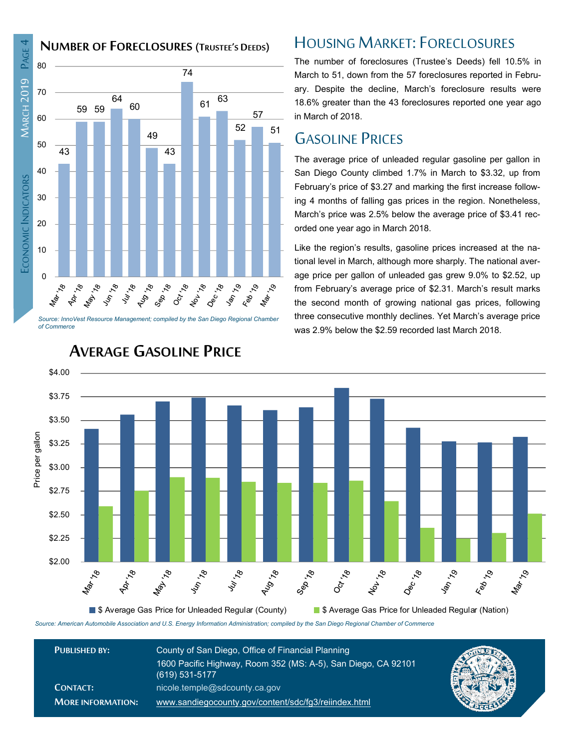## Number of Foreclosures (Trustee's Deeds)

80
70
60
50
40
30
20
10
0

43 59 59 64 60 49 43 74 61 63 52 57 51

Mar '18 Apr '18 May '18 Jun '18 Jul '18 Aug '18 Sep '18 Oct '18 Nov '18 Dec '18 Jan '19 Feb '19 Mar '19

*Source: InnoVest Resource Management; compiled by the San Diego Regional Chamber of Commerce*

## Housing Market: Foreclosures

The number of foreclosures (Trustee's Deeds) fell 10.5% in March to 51, down from the 57 foreclosures reported in February. Despite the decline, March's foreclosure results were 18.6% greater than the 43 foreclosures reported one year ago in March of 2018.

## Gasoline Prices

The average price of unleaded regular gasoline per gallon in San Diego County climbed 1.7% in March to $3.32, up from February's price of $3.27 and marking the first increase following 4 months of falling gas prices in the region. Nonetheless, March's price was 2.5% below the average price of $3.41 recorded one year ago in March 2018.

Like the region's results, gasoline prices increased at the national level in March, although more sharply. The national average price per gallon of unleaded gas grew 9.0% to $2.52, up from February's average price of $2.31. March's result marks the second month of growing national gas prices, following three consecutive monthly declines. Yet March's average price was 2.9% below the $2.59 recorded last March 2018.

## Average Gasoline Price

Price per gallon

$4.00
$3.75
$3.50
$3.25
$3.00
$2.75
$2.50
$2.25
$2.00

Mar '18 Apr '18 May '18 Jun '18 Jul '18 Aug '18 Sep '18 Oct '18 Nov '18 Dec '18 Jan '19 Feb '19 Mar '19

$ Average Gas Price for Unleaded Regular (County)
$ Average Gas Price for Unleaded Regular (Nation)

*Source: American Automobile Association and U.S. Energy Information Administration; compiled by the San Diego Regional Chamber of Commerce*

**Published by:** County of San Diego, Office of Financial Planning
1600 Pacific Highway, Room 352 (MS: A-5), San Diego, CA 92101
(619) 531-5177

**Contact:** nicole.temple@sdcounty.ca.gov

**More information:** www.sandiegocounty.gov/content/sdc/fg3/reiindex.html